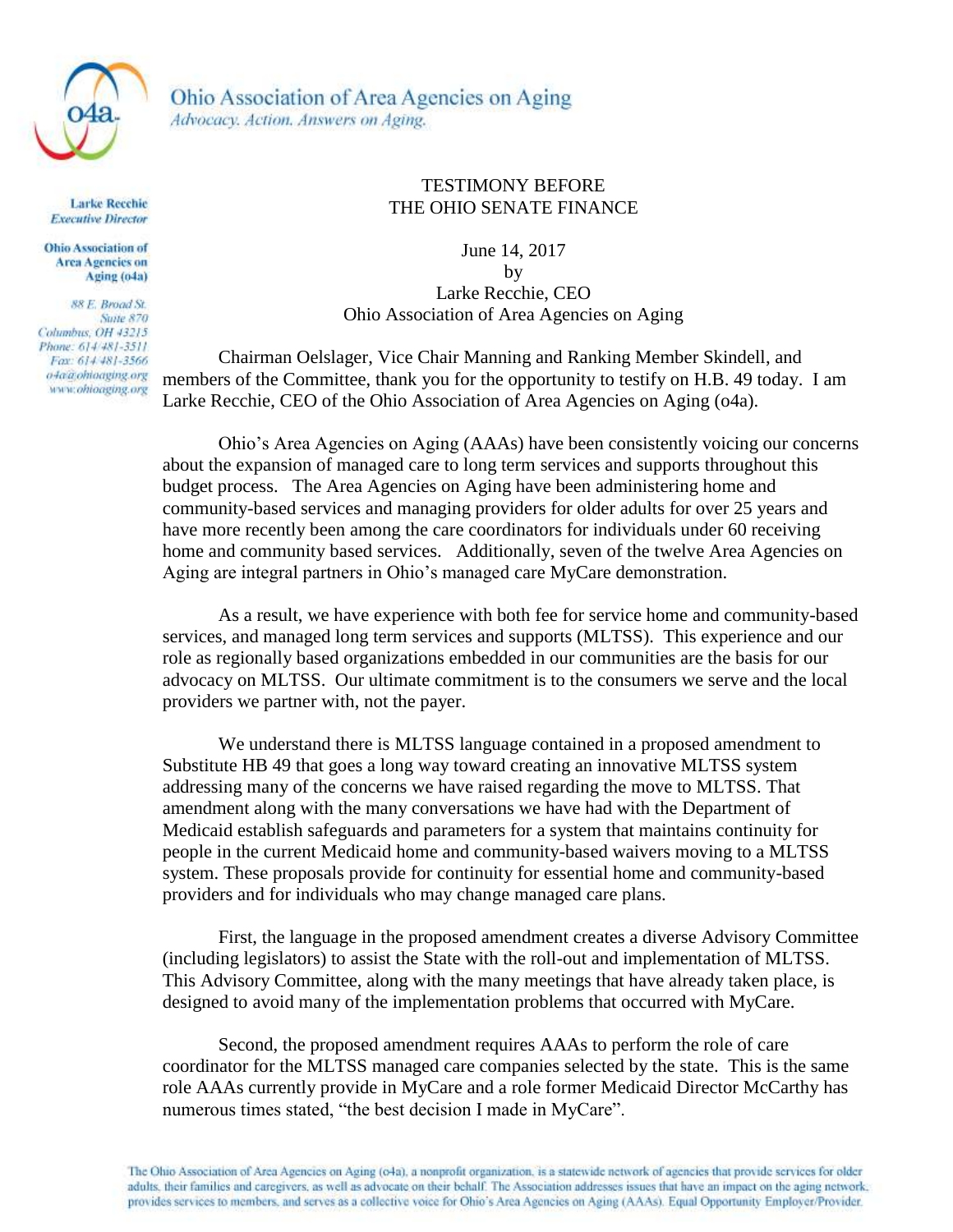# Ohio Association of Area Agencies on Aging

*Advocacy. Action. Answers on Aging.*

**Larke Recchie**
***Executive Director***

**Ohio Association of Area Agencies on Aging (o4a)**

*88 E. Broad St.*
*Suite 870*
*Columbus, OH 43215*
*Phone: 614/481-3511*
*Fax: 614/481-3566*
*o4a@ohioaging.org*
*www.ohioaging.org*

TESTIMONY BEFORE
THE OHIO SENATE FINANCE

June 14, 2017
by
Larke Recchie, CEO
Ohio Association of Area Agencies on Aging

Chairman Oelslager, Vice Chair Manning and Ranking Member Skindell, and members of the Committee, thank you for the opportunity to testify on H.B. 49 today. I am Larke Recchie, CEO of the Ohio Association of Area Agencies on Aging (o4a).

Ohio's Area Agencies on Aging (AAAs) have been consistently voicing our concerns about the expansion of managed care to long term services and supports throughout this budget process. The Area Agencies on Aging have been administering home and community-based services and managing providers for older adults for over 25 years and have more recently been among the care coordinators for individuals under 60 receiving home and community based services. Additionally, seven of the twelve Area Agencies on Aging are integral partners in Ohio's managed care MyCare demonstration.

As a result, we have experience with both fee for service home and community-based services, and managed long term services and supports (MLTSS). This experience and our role as regionally based organizations embedded in our communities are the basis for our advocacy on MLTSS. Our ultimate commitment is to the consumers we serve and the local providers we partner with, not the payer.

We understand there is MLTSS language contained in a proposed amendment to Substitute HB 49 that goes a long way toward creating an innovative MLTSS system addressing many of the concerns we have raised regarding the move to MLTSS. That amendment along with the many conversations we have had with the Department of Medicaid establish safeguards and parameters for a system that maintains continuity for people in the current Medicaid home and community-based waivers moving to a MLTSS system. These proposals provide for continuity for essential home and community-based providers and for individuals who may change managed care plans.

First, the language in the proposed amendment creates a diverse Advisory Committee (including legislators) to assist the State with the roll-out and implementation of MLTSS. This Advisory Committee, along with the many meetings that have already taken place, is designed to avoid many of the implementation problems that occurred with MyCare.

Second, the proposed amendment requires AAAs to perform the role of care coordinator for the MLTSS managed care companies selected by the state. This is the same role AAAs currently provide in MyCare and a role former Medicaid Director McCarthy has numerous times stated, "the best decision I made in MyCare".

The Ohio Association of Area Agencies on Aging (o4a), a nonprofit organization, is a statewide network of agencies that provide services for older adults, their families and caregivers, as well as advocate on their behalf. The Association addresses issues that have an impact on the aging network, provides services to members, and serves as a collective voice for Ohio's Area Agencies on Aging (AAAs). Equal Opportunity Employer/Provider.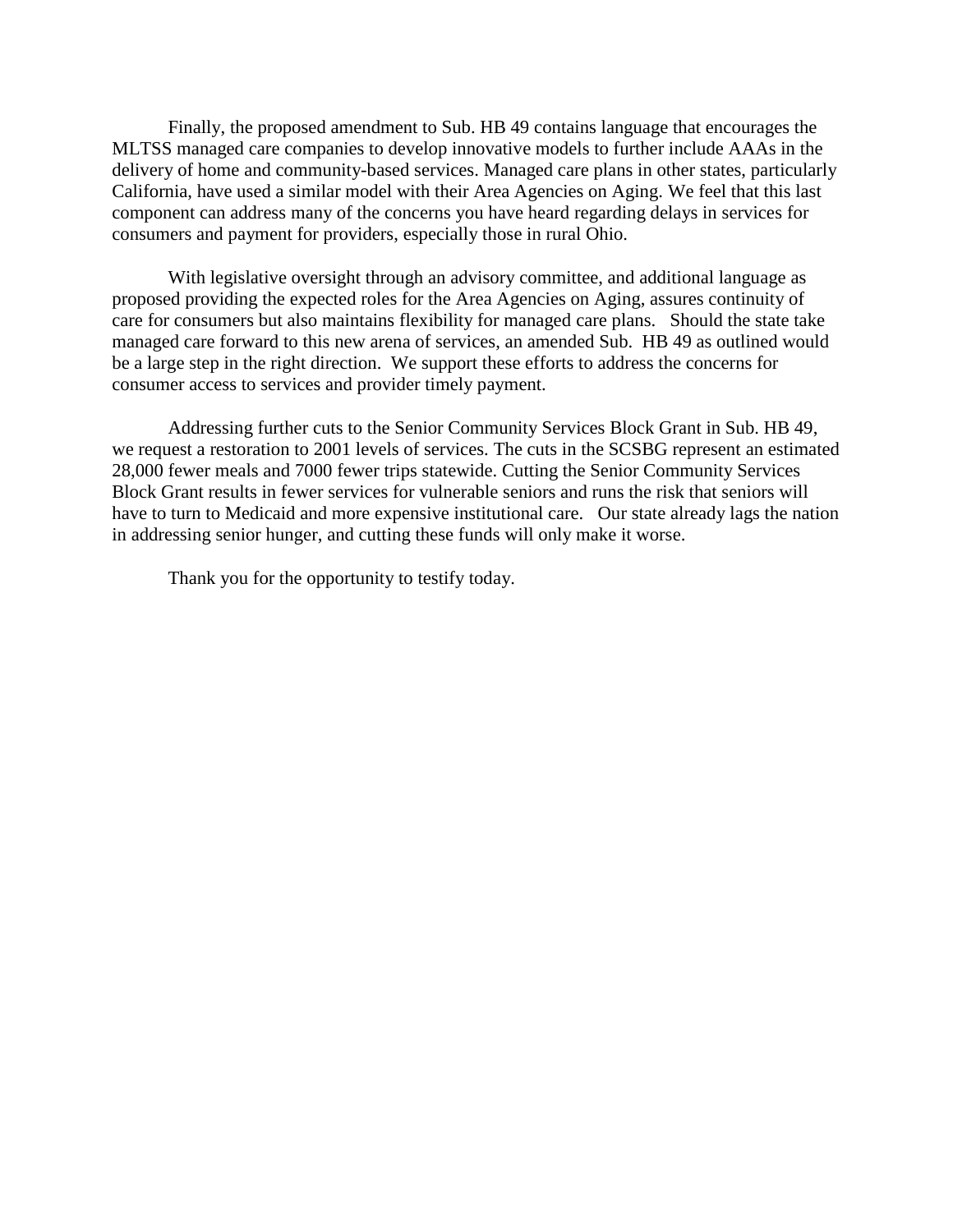Finally, the proposed amendment to Sub. HB 49 contains language that encourages the MLTSS managed care companies to develop innovative models to further include AAAs in the delivery of home and community-based services. Managed care plans in other states, particularly California, have used a similar model with their Area Agencies on Aging. We feel that this last component can address many of the concerns you have heard regarding delays in services for consumers and payment for providers, especially those in rural Ohio.

With legislative oversight through an advisory committee, and additional language as proposed providing the expected roles for the Area Agencies on Aging, assures continuity of care for consumers but also maintains flexibility for managed care plans. Should the state take managed care forward to this new arena of services, an amended Sub. HB 49 as outlined would be a large step in the right direction. We support these efforts to address the concerns for consumer access to services and provider timely payment.

Addressing further cuts to the Senior Community Services Block Grant in Sub. HB 49, we request a restoration to 2001 levels of services. The cuts in the SCSBG represent an estimated 28,000 fewer meals and 7000 fewer trips statewide. Cutting the Senior Community Services Block Grant results in fewer services for vulnerable seniors and runs the risk that seniors will have to turn to Medicaid and more expensive institutional care. Our state already lags the nation in addressing senior hunger, and cutting these funds will only make it worse.

Thank you for the opportunity to testify today.